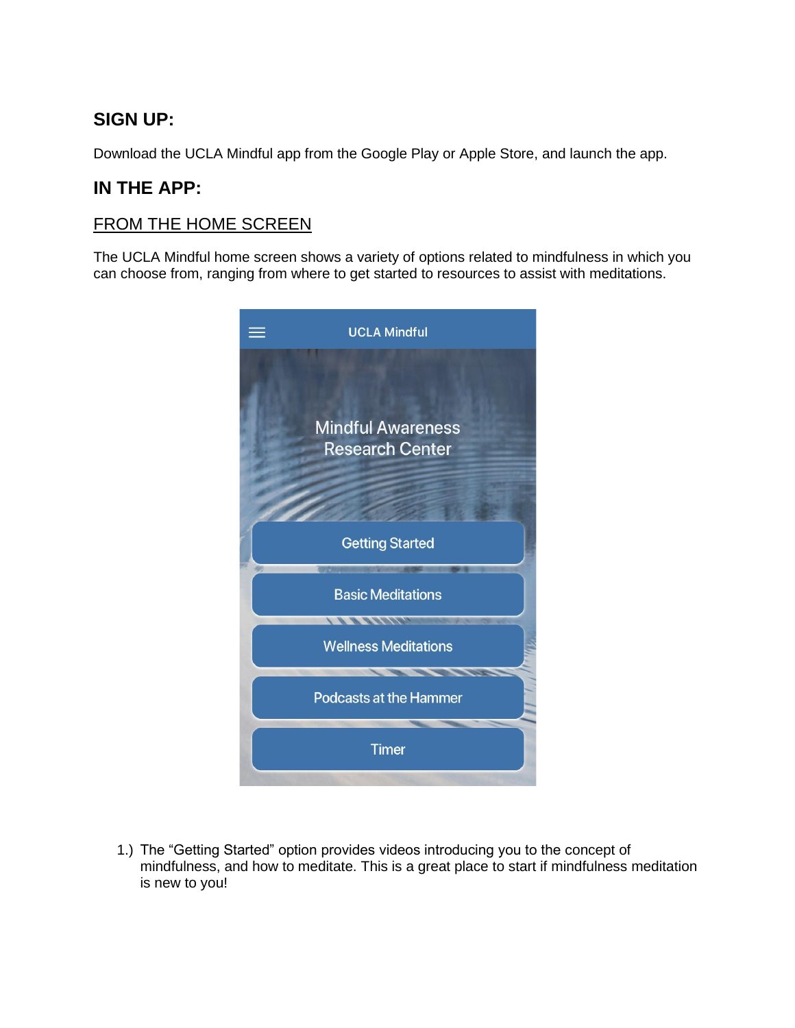## SIGN UP:

Download the UCLA Mindful app from the Google Play or Apple Store, and launch the app.

## IN THE APP:

### FROM THE HOME SCREEN

The UCLA Mindful home screen shows a variety of options related to mindfulness in which you can choose from, ranging from where to get started to resources to assist with meditations.

UCLA Mindful

Mindful Awareness Research Center

Getting Started

Basic Meditations

Wellness Meditations

Podcasts at the Hammer

Timer

1.) The "Getting Started" option provides videos introducing you to the concept of mindfulness, and how to meditate. This is a great place to start if mindfulness meditation is new to you!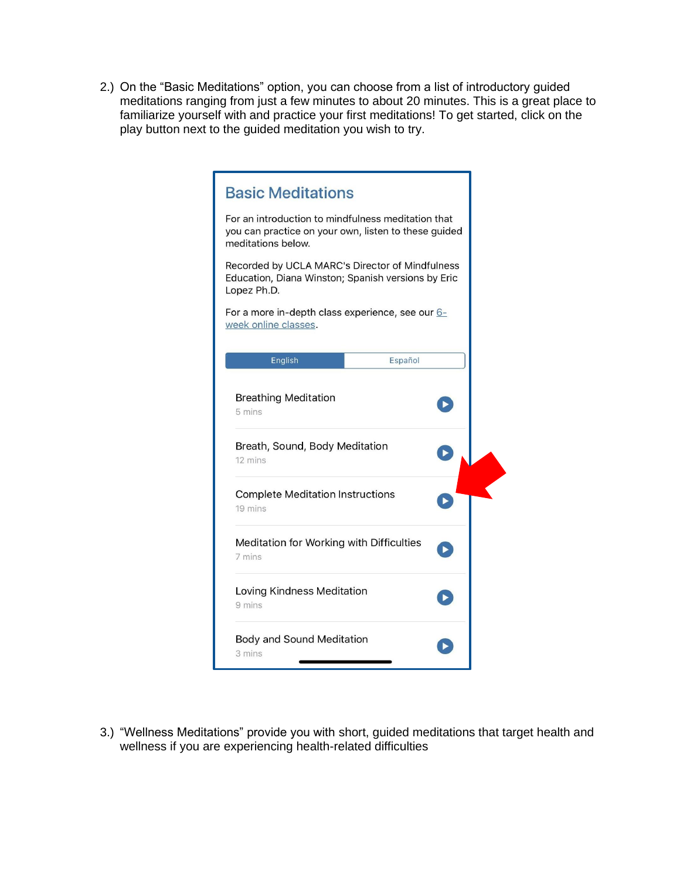2.) On the "Basic Meditations" option, you can choose from a list of introductory guided meditations ranging from just a few minutes to about 20 minutes. This is a great place to familiarize yourself with and practice your first meditations! To get started, click on the play button next to the guided meditation you wish to try.

## Basic Meditations

For an introduction to mindfulness meditation that you can practice on your own, listen to these guided meditations below.

Recorded by UCLA MARC's Director of Mindfulness Education, Diana Winston; Spanish versions by Eric Lopez Ph.D.

For a more in-depth class experience, see our 6-week online classes.

English | Español

- Breathing Meditation
  5 mins
- Breath, Sound, Body Meditation
  12 mins
- Complete Meditation Instructions
  19 mins
- Meditation for Working with Difficulties
  7 mins
- Loving Kindness Meditation
  9 mins
- Body and Sound Meditation
  3 mins

3.) "Wellness Meditations" provide you with short, guided meditations that target health and wellness if you are experiencing health-related difficulties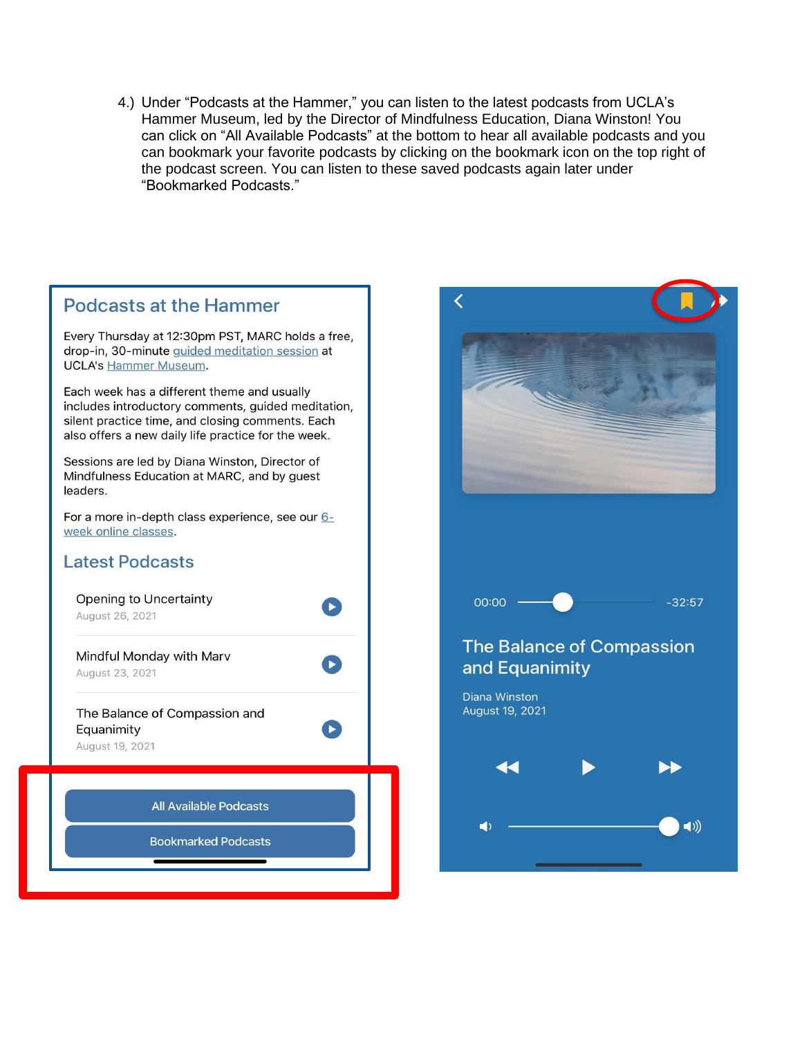4.) Under “Podcasts at the Hammer,” you can listen to the latest podcasts from UCLA’s Hammer Museum, led by the Director of Mindfulness Education, Diana Winston! You can click on “All Available Podcasts” at the bottom to hear all available podcasts and you can bookmark your favorite podcasts by clicking on the bookmark icon on the top right of the podcast screen. You can listen to these saved podcasts again later under “Bookmarked Podcasts.”

## Podcasts at the Hammer

Every Thursday at 12:30pm PST, MARC holds a free, drop-in, 30-minute guided meditation session at UCLA's Hammer Museum.

Each week has a different theme and usually includes introductory comments, guided meditation, silent practice time, and closing comments. Each also offers a new daily life practice for the week.

Sessions are led by Diana Winston, Director of Mindfulness Education at MARC, and by guest leaders.

For a more in-depth class experience, see our 6-week online classes.

### Latest Podcasts

- Opening to Uncertainty
  August 26, 2021
- Mindful Monday with Marv
  August 23, 2021
- The Balance of Compassion and Equanimity
  August 19, 2021

All Available Podcasts

Bookmarked Podcasts

00:00 -32:57

The Balance of Compassion and Equanimity

Diana Winston
August 19, 2021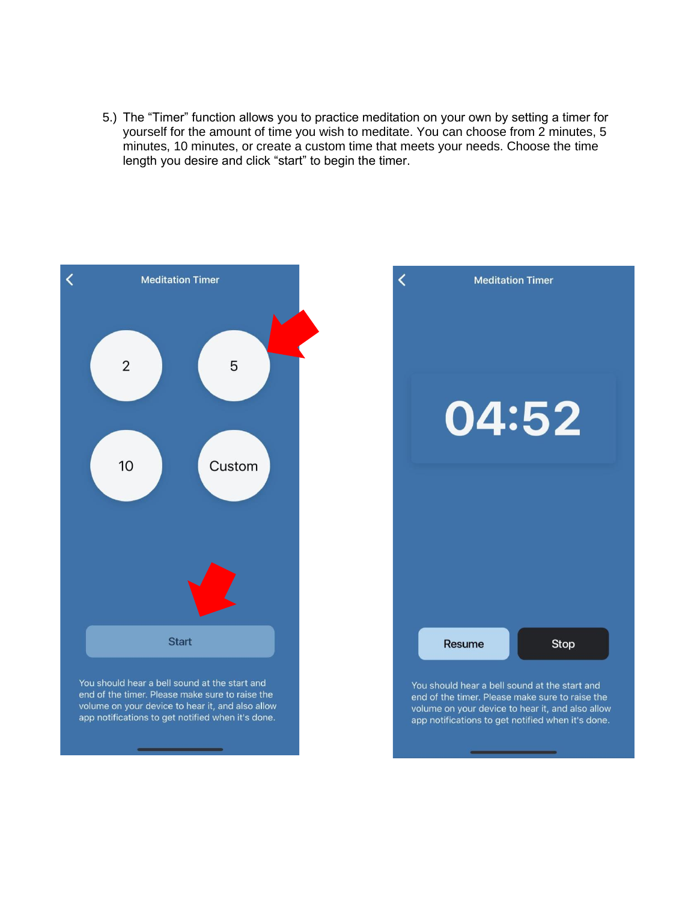5.) The "Timer" function allows you to practice meditation on your own by setting a timer for yourself for the amount of time you wish to meditate. You can choose from 2 minutes, 5 minutes, 10 minutes, or create a custom time that meets your needs. Choose the time length you desire and click "start" to begin the timer.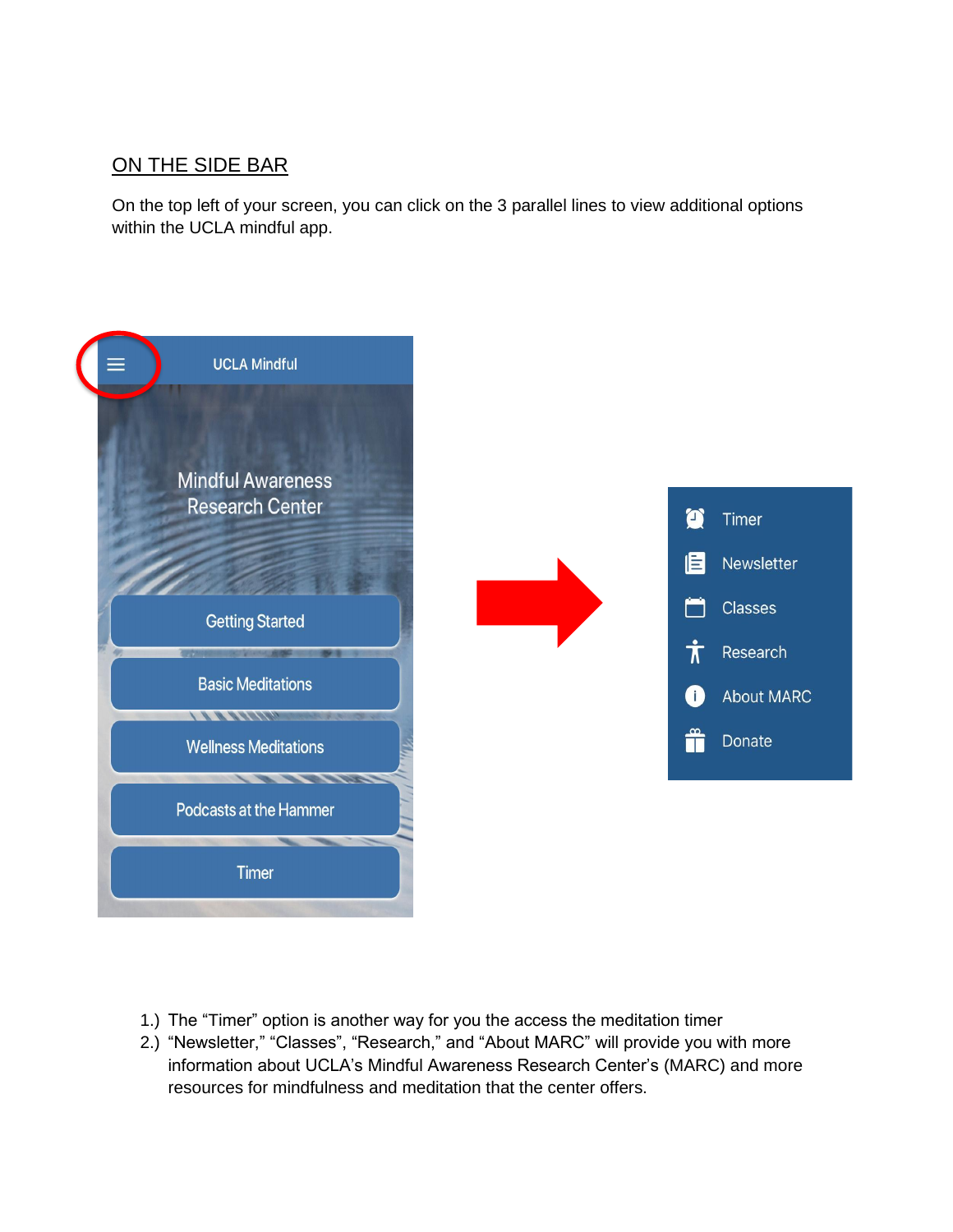## ON THE SIDE BAR

On the top left of your screen, you can click on the 3 parallel lines to view additional options within the UCLA mindful app.

UCLA Mindful

Mindful Awareness Research Center

Getting Started

Basic Meditations

Wellness Meditations

Podcasts at the Hammer

Timer

Timer

Newsletter

Classes

Research

About MARC

Donate

1.) The "Timer" option is another way for you the access the meditation timer
2.) "Newsletter," "Classes", "Research," and "About MARC" will provide you with more information about UCLA's Mindful Awareness Research Center's (MARC) and more resources for mindfulness and meditation that the center offers.